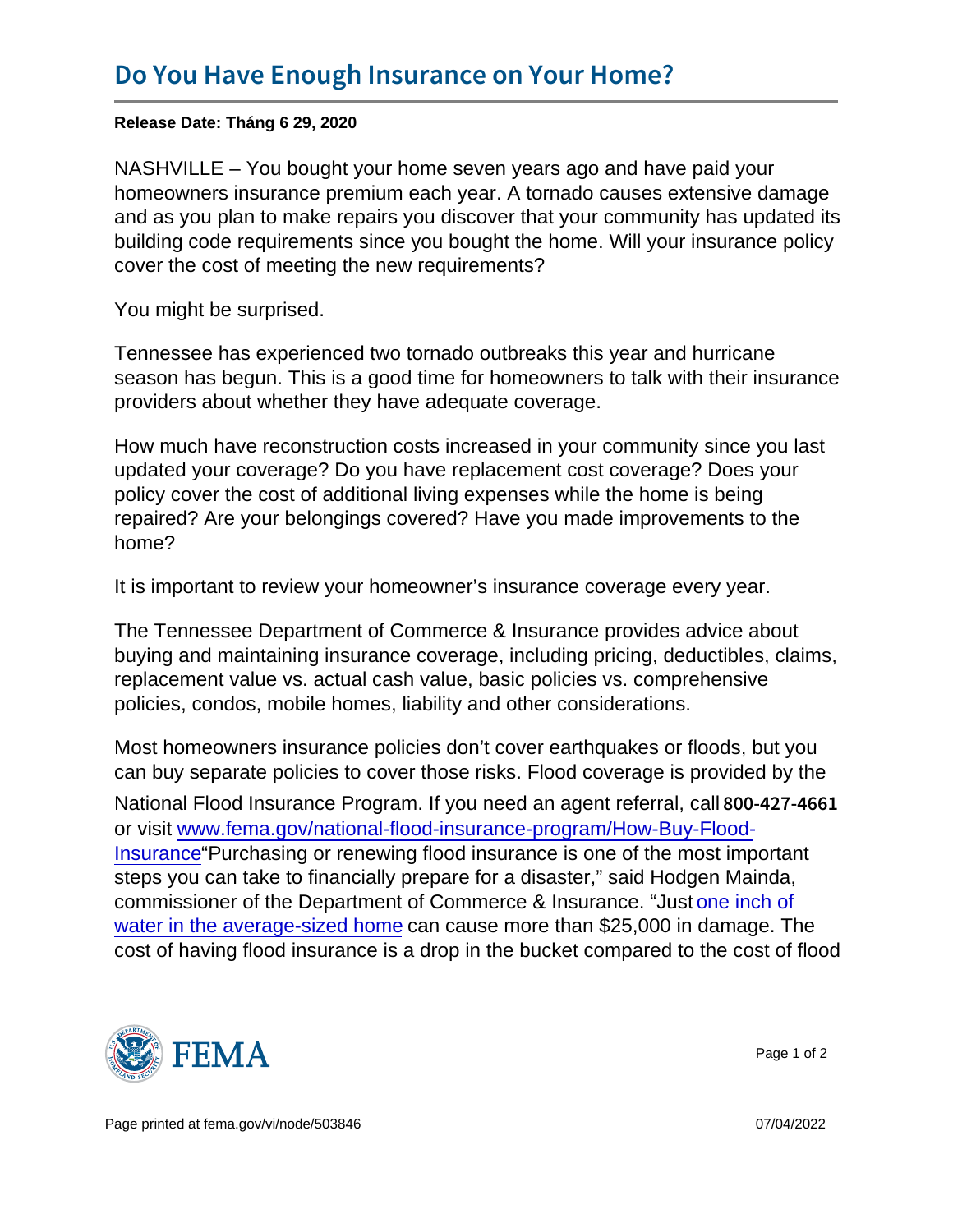# Do You Have Enough Insurance on Your Home?

**Release Date: Tháng 6 29, 2020**

NASHVILLE – You bought your home seven years ago and have paid your homeowners insurance premium each year. A tornado causes extensive damage and as you plan to make repairs you discover that your community has updated its building code requirements since you bought the home. Will your insurance policy cover the cost of meeting the new requirements?

You might be surprised.

Tennessee has experienced two tornado outbreaks this year and hurricane season has begun. This is a good time for homeowners to talk with their insurance providers about whether they have adequate coverage.

How much have reconstruction costs increased in your community since you last updated your coverage? Do you have replacement cost coverage? Does your policy cover the cost of additional living expenses while the home is being repaired? Are your belongings covered? Have you made improvements to the home?

It is important to review your homeowner's insurance coverage every year.

The Tennessee Department of Commerce & Insurance provides advice about buying and maintaining insurance coverage, including pricing, deductibles, claims, replacement value vs. actual cash value, basic policies vs. comprehensive policies, condos, mobile homes, liability and other considerations.

Most homeowners insurance policies don't cover earthquakes or floods, but you can buy separate policies to cover those risks. Flood coverage is provided by the National Flood Insurance Program. If you need an agent referral, call 800-427-4661 or visit [www.fema.gov/national-flood-insurance-program/How-Buy-Flood-Insurance](www.fema.gov/national-flood-insurance-program/How-Buy-Flood-Insurance)"Purchasing or renewing flood insurance is one of the most important steps you can take to financially prepare for a disaster," said Hodgen Mainda, commissioner of the Department of Commerce & Insurance. "Just one inch of water in the average-sized home can cause more than $25,000 in damage. The cost of having flood insurance is a drop in the bucket compared to the cost of flood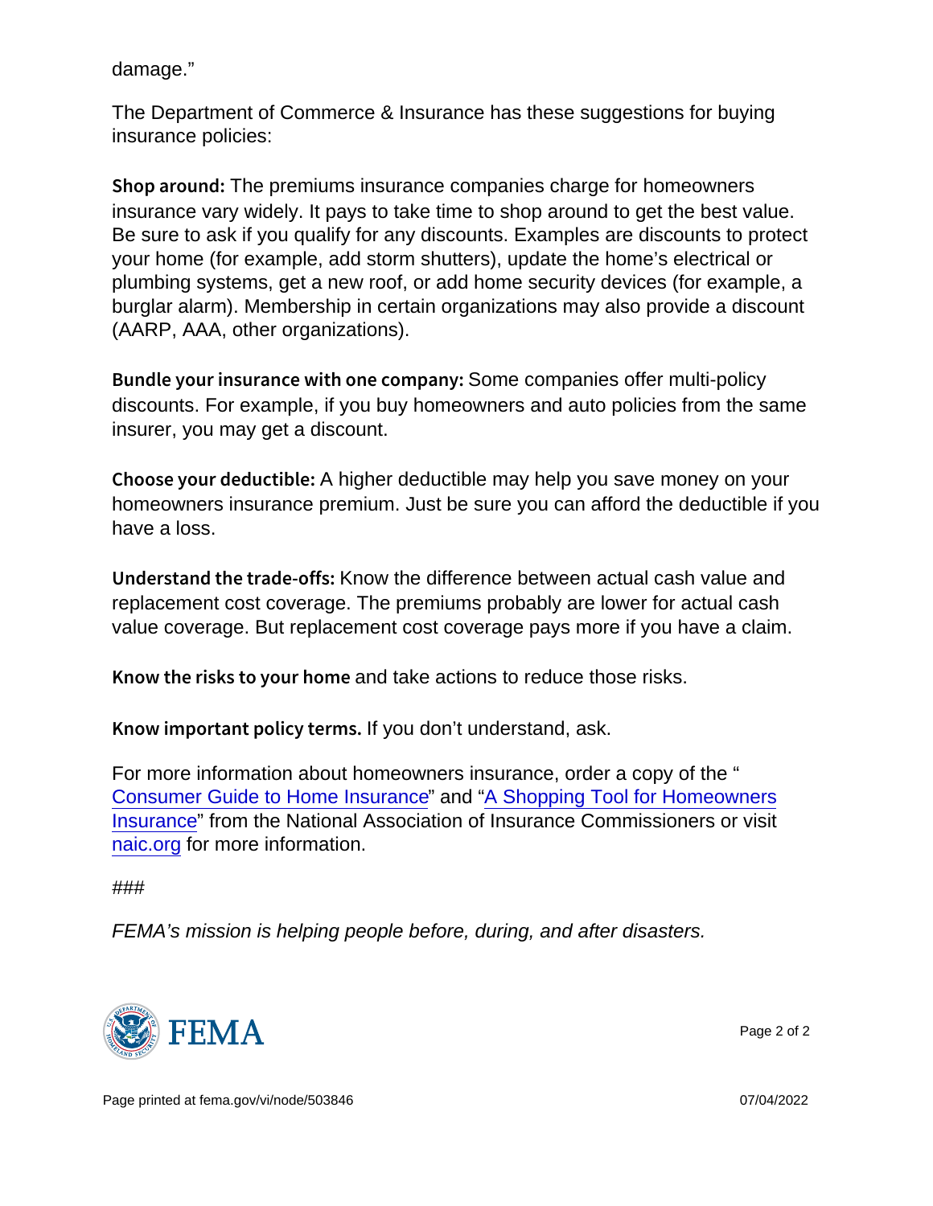damage."

The Department of Commerce & Insurance has these suggestions for buying insurance policies:

**Shop around:** The premiums insurance companies charge for homeowners insurance vary widely. It pays to take time to shop around to get the best value. Be sure to ask if you qualify for any discounts. Examples are discounts to protect your home (for example, add storm shutters), update the home's electrical or plumbing systems, get a new roof, or add home security devices (for example, a burglar alarm). Membership in certain organizations may also provide a discount (AARP, AAA, other organizations).

**Bundle your insurance with one company:** Some companies offer multi-policy discounts. For example, if you buy homeowners and auto policies from the same insurer, you may get a discount.

**Choose your deductible:** A higher deductible may help you save money on your homeowners insurance premium. Just be sure you can afford the deductible if you have a loss.

**Understand the trade-offs:** Know the difference between actual cash value and replacement cost coverage. The premiums probably are lower for actual cash value coverage. But replacement cost coverage pays more if you have a claim.

**Know the risks to your home** and take actions to reduce those risks.

**Know important policy terms.** If you don't understand, ask.

For more information about homeowners insurance, order a copy of the " Consumer Guide to Home Insurance" and "A Shopping Tool for Homeowners Insurance" from the National Association of Insurance Commissioners or visit naic.org for more information.

###

*FEMA's mission is helping people before, during, and after disasters.*